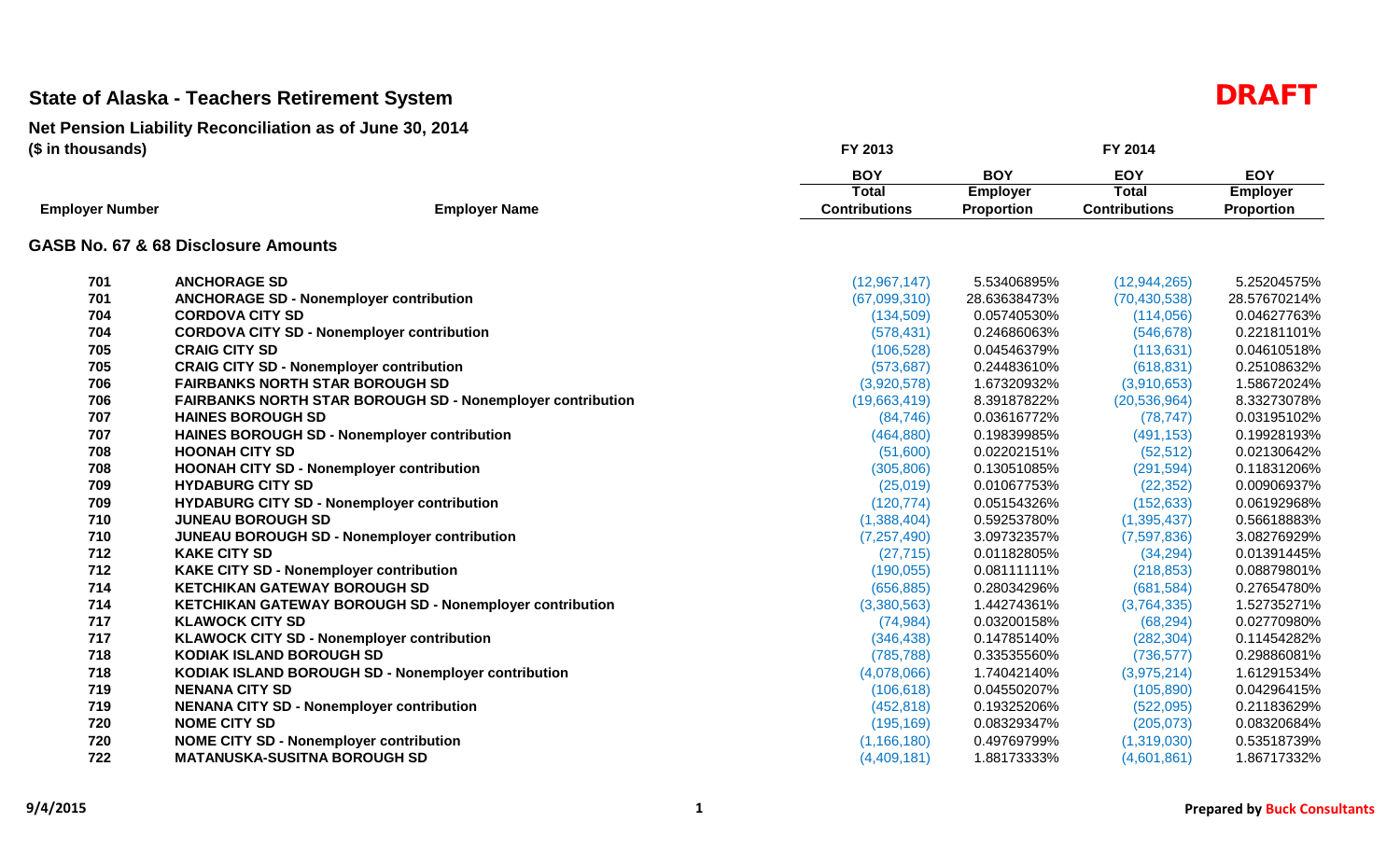# State of Alaska - Teachers Retirement System

**DRAFT**

## Net Pension Liability Reconciliation as of June 30, 2014

**($ in thousands)**

| Employer Number | Employer Name | FY 2013 BOY Total Contributions | FY 2014 BOY Employer Proportion | FY 2014 EOY Total Contributions | FY 2014 EOY Employer Proportion |
|---|---|---|---|---|---|
| **GASB No. 67 & 68 Disclosure Amounts** | | | | | |
| 701 | ANCHORAGE SD | (12,967,147) | 5.53406895% | (12,944,265) | 5.25204575% |
| 701 | ANCHORAGE SD - Nonemployer contribution | (67,099,310) | 28.63638473% | (70,430,538) | 28.57670214% |
| 704 | CORDOVA CITY SD | (134,509) | 0.05740530% | (114,056) | 0.04627763% |
| 704 | CORDOVA CITY SD - Nonemployer contribution | (578,431) | 0.24686063% | (546,678) | 0.22181101% |
| 705 | CRAIG CITY SD | (106,528) | 0.04546379% | (113,631) | 0.04610518% |
| 705 | CRAIG CITY SD - Nonemployer contribution | (573,687) | 0.24483610% | (618,831) | 0.25108632% |
| 706 | FAIRBANKS NORTH STAR BOROUGH SD | (3,920,578) | 1.67320932% | (3,910,653) | 1.58672024% |
| 706 | FAIRBANKS NORTH STAR BOROUGH SD - Nonemployer contribution | (19,663,419) | 8.39187822% | (20,536,964) | 8.33273078% |
| 707 | HAINES BOROUGH SD | (84,746) | 0.03616772% | (78,747) | 0.03195102% |
| 707 | HAINES BOROUGH SD - Nonemployer contribution | (464,880) | 0.19839985% | (491,153) | 0.19928193% |
| 708 | HOONAH CITY SD | (51,600) | 0.02202151% | (52,512) | 0.02130642% |
| 708 | HOONAH CITY SD - Nonemployer contribution | (305,806) | 0.13051085% | (291,594) | 0.11831206% |
| 709 | HYDABURG CITY SD | (25,019) | 0.01067753% | (22,352) | 0.00906937% |
| 709 | HYDABURG CITY SD - Nonemployer contribution | (120,774) | 0.05154326% | (152,633) | 0.06192968% |
| 710 | JUNEAU BOROUGH SD | (1,388,404) | 0.59253780% | (1,395,437) | 0.56618883% |
| 710 | JUNEAU BOROUGH SD - Nonemployer contribution | (7,257,490) | 3.09732357% | (7,597,836) | 3.08276929% |
| 712 | KAKE CITY SD | (27,715) | 0.01182805% | (34,294) | 0.01391445% |
| 712 | KAKE CITY SD - Nonemployer contribution | (190,055) | 0.08111111% | (218,853) | 0.08879801% |
| 714 | KETCHIKAN GATEWAY BOROUGH SD | (656,885) | 0.28034296% | (681,584) | 0.27654780% |
| 714 | KETCHIKAN GATEWAY BOROUGH SD - Nonemployer contribution | (3,380,563) | 1.44274361% | (3,764,335) | 1.52735271% |
| 717 | KLAWOCK CITY SD | (74,984) | 0.03200158% | (68,294) | 0.02770980% |
| 717 | KLAWOCK CITY SD - Nonemployer contribution | (346,438) | 0.14785140% | (282,304) | 0.11454282% |
| 718 | KODIAK ISLAND BOROUGH SD | (785,788) | 0.33535560% | (736,577) | 0.29886081% |
| 718 | KODIAK ISLAND BOROUGH SD - Nonemployer contribution | (4,078,066) | 1.74042140% | (3,975,214) | 1.61291534% |
| 719 | NENANA CITY SD | (106,618) | 0.04550207% | (105,890) | 0.04296415% |
| 719 | NENANA CITY SD - Nonemployer contribution | (452,818) | 0.19325206% | (522,095) | 0.21183629% |
| 720 | NOME CITY SD | (195,169) | 0.08329347% | (205,073) | 0.08320684% |
| 720 | NOME CITY SD - Nonemployer contribution | (1,166,180) | 0.49769799% | (1,319,030) | 0.53518739% |
| 722 | MATANUSKA-SUSITNA BOROUGH SD | (4,409,181) | 1.88173333% | (4,601,861) | 1.86717332% |

9/4/2015

Prepared by Buck Consultants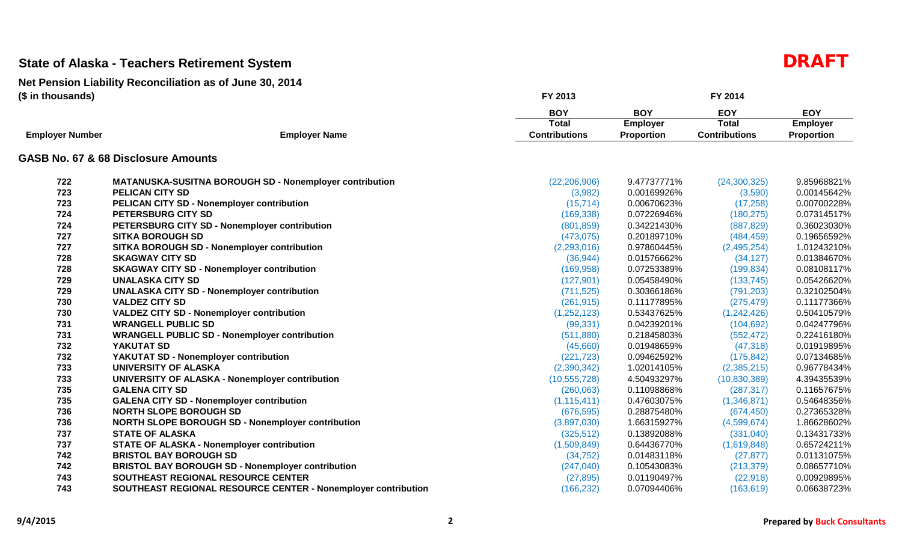# State of Alaska - Teachers Retirement System

**DRAFT**

## Net Pension Liability Reconciliation as of June 30, 2014

**($ in thousands)**

| | | FY 2013 | | FY 2014 | |
|---|---|---|---|---|---|
| Employer Number | Employer Name | BOY Total Contributions | BOY Employer Proportion | EOY Total Contributions | EOY Employer Proportion |
| **GASB No. 67 & 68 Disclosure Amounts** | | | | | |
| 722 | MATANUSKA-SUSITNA BOROUGH SD - Nonemployer contribution | (22,206,906) | 9.47737771% | (24,300,325) | 9.85968821% |
| 723 | PELICAN CITY SD | (3,982) | 0.00169926% | (3,590) | 0.00145642% |
| 723 | PELICAN CITY SD - Nonemployer contribution | (15,714) | 0.00670623% | (17,258) | 0.00700228% |
| 724 | PETERSBURG CITY SD | (169,338) | 0.07226946% | (180,275) | 0.07314517% |
| 724 | PETERSBURG CITY SD - Nonemployer contribution | (801,859) | 0.34221430% | (887,829) | 0.36023030% |
| 727 | SITKA BOROUGH SD | (473,075) | 0.20189710% | (484,459) | 0.19656592% |
| 727 | SITKA BOROUGH SD - Nonemployer contribution | (2,293,016) | 0.97860445% | (2,495,254) | 1.01243210% |
| 728 | SKAGWAY CITY SD | (36,944) | 0.01576662% | (34,127) | 0.01384670% |
| 728 | SKAGWAY CITY SD - Nonemployer contribution | (169,958) | 0.07253389% | (199,834) | 0.08108117% |
| 729 | UNALASKA CITY SD | (127,901) | 0.05458490% | (133,745) | 0.05426620% |
| 729 | UNALASKA CITY SD - Nonemployer contribution | (711,525) | 0.30366186% | (791,203) | 0.32102504% |
| 730 | VALDEZ CITY SD | (261,915) | 0.11177895% | (275,479) | 0.11177366% |
| 730 | VALDEZ CITY SD - Nonemployer contribution | (1,252,123) | 0.53437625% | (1,242,426) | 0.50410579% |
| 731 | WRANGELL PUBLIC SD | (99,331) | 0.04239201% | (104,692) | 0.04247796% |
| 731 | WRANGELL PUBLIC SD - Nonemployer contribution | (511,880) | 0.21845803% | (552,472) | 0.22416180% |
| 732 | YAKUTAT SD | (45,660) | 0.01948659% | (47,318) | 0.01919895% |
| 732 | YAKUTAT SD - Nonemployer contribution | (221,723) | 0.09462592% | (175,842) | 0.07134685% |
| 733 | UNIVERSITY OF ALASKA | (2,390,342) | 1.02014105% | (2,385,215) | 0.96778434% |
| 733 | UNIVERSITY OF ALASKA - Nonemployer contribution | (10,555,728) | 4.50493297% | (10,830,389) | 4.39435539% |
| 735 | GALENA CITY SD | (260,063) | 0.11098868% | (287,317) | 0.11657675% |
| 735 | GALENA CITY SD - Nonemployer contribution | (1,115,411) | 0.47603075% | (1,346,871) | 0.54648356% |
| 736 | NORTH SLOPE BOROUGH SD | (676,595) | 0.28875480% | (674,450) | 0.27365328% |
| 736 | NORTH SLOPE BOROUGH SD - Nonemployer contribution | (3,897,030) | 1.66315927% | (4,599,674) | 1.86628602% |
| 737 | STATE OF ALASKA | (325,512) | 0.13892088% | (331,040) | 0.13431733% |
| 737 | STATE OF ALASKA - Nonemployer contribution | (1,509,849) | 0.64436770% | (1,619,848) | 0.65724211% |
| 742 | BRISTOL BAY BOROUGH SD | (34,752) | 0.01483118% | (27,877) | 0.01131075% |
| 742 | BRISTOL BAY BOROUGH SD - Nonemployer contribution | (247,040) | 0.10543083% | (213,379) | 0.08657710% |
| 743 | SOUTHEAST REGIONAL RESOURCE CENTER | (27,895) | 0.01190497% | (22,918) | 0.00929895% |
| 743 | SOUTHEAST REGIONAL RESOURCE CENTER - Nonemployer contribution | (166,232) | 0.07094406% | (163,619) | 0.06638723% |

9/4/2015

Prepared by Buck Consultants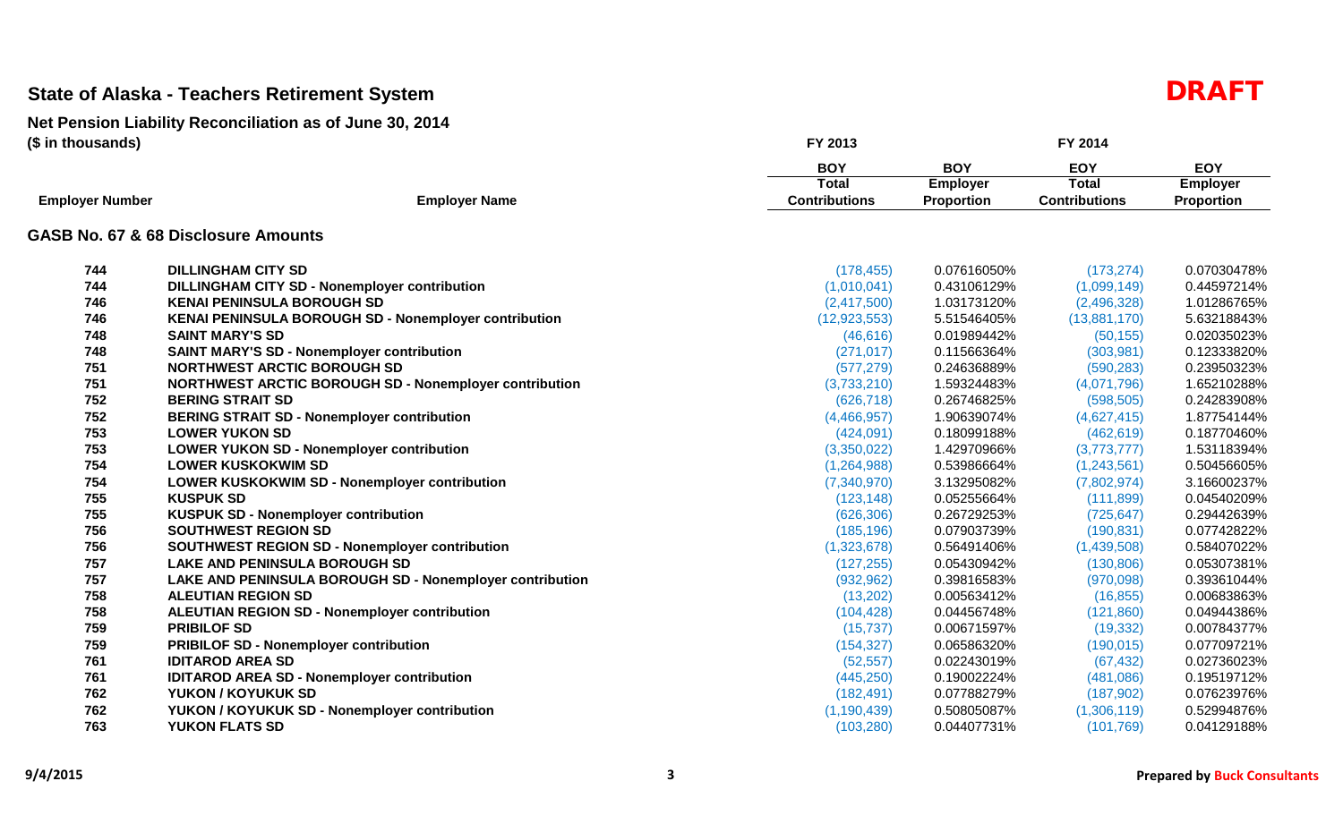# State of Alaska - Teachers Retirement System

**DRAFT**

## Net Pension Liability Reconciliation as of June 30, 2014

**($ in thousands)**

| Employer Number | Employer Name | FY 2013 BOY Total Contributions | FY 2014 BOY Employer Proportion | FY 2014 EOY Total Contributions | FY 2014 EOY Employer Proportion |
|---|---|---|---|---|---|
| **GASB No. 67 & 68 Disclosure Amounts** | | | | | |
| 744 | DILLINGHAM CITY SD | (178,455) | 0.07616050% | (173,274) | 0.07030478% |
| 744 | DILLINGHAM CITY SD - Nonemployer contribution | (1,010,041) | 0.43106129% | (1,099,149) | 0.44597214% |
| 746 | KENAI PENINSULA BOROUGH SD | (2,417,500) | 1.03173120% | (2,496,328) | 1.01286765% |
| 746 | KENAI PENINSULA BOROUGH SD - Nonemployer contribution | (12,923,553) | 5.51546405% | (13,881,170) | 5.63218843% |
| 748 | SAINT MARY'S SD | (46,616) | 0.01989442% | (50,155) | 0.02035023% |
| 748 | SAINT MARY'S SD - Nonemployer contribution | (271,017) | 0.11566364% | (303,981) | 0.12333820% |
| 751 | NORTHWEST ARCTIC BOROUGH SD | (577,279) | 0.24636889% | (590,283) | 0.23950323% |
| 751 | NORTHWEST ARCTIC BOROUGH SD - Nonemployer contribution | (3,733,210) | 1.59324483% | (4,071,796) | 1.65210288% |
| 752 | BERING STRAIT SD | (626,718) | 0.26746825% | (598,505) | 0.24283908% |
| 752 | BERING STRAIT SD - Nonemployer contribution | (4,466,957) | 1.90639074% | (4,627,415) | 1.87754144% |
| 753 | LOWER YUKON SD | (424,091) | 0.18099188% | (462,619) | 0.18770460% |
| 753 | LOWER YUKON SD - Nonemployer contribution | (3,350,022) | 1.42970966% | (3,773,777) | 1.53118394% |
| 754 | LOWER KUSKOKWIM SD | (1,264,988) | 0.53986664% | (1,243,561) | 0.50456605% |
| 754 | LOWER KUSKOKWIM SD - Nonemployer contribution | (7,340,970) | 3.13295082% | (7,802,974) | 3.16600237% |
| 755 | KUSPUK SD | (123,148) | 0.05255664% | (111,899) | 0.04540209% |
| 755 | KUSPUK SD - Nonemployer contribution | (626,306) | 0.26729253% | (725,647) | 0.29442639% |
| 756 | SOUTHWEST REGION SD | (185,196) | 0.07903739% | (190,831) | 0.07742822% |
| 756 | SOUTHWEST REGION SD - Nonemployer contribution | (1,323,678) | 0.56491406% | (1,439,508) | 0.58407022% |
| 757 | LAKE AND PENINSULA BOROUGH SD | (127,255) | 0.05430942% | (130,806) | 0.05307381% |
| 757 | LAKE AND PENINSULA BOROUGH SD - Nonemployer contribution | (932,962) | 0.39816583% | (970,098) | 0.39361044% |
| 758 | ALEUTIAN REGION SD | (13,202) | 0.00563412% | (16,855) | 0.00683863% |
| 758 | ALEUTIAN REGION SD - Nonemployer contribution | (104,428) | 0.04456748% | (121,860) | 0.04944386% |
| 759 | PRIBILOF SD | (15,737) | 0.00671597% | (19,332) | 0.00784377% |
| 759 | PRIBILOF SD - Nonemployer contribution | (154,327) | 0.06586320% | (190,015) | 0.07709721% |
| 761 | IDITAROD AREA SD | (52,557) | 0.02243019% | (67,432) | 0.02736023% |
| 761 | IDITAROD AREA SD - Nonemployer contribution | (445,250) | 0.19002224% | (481,086) | 0.19519712% |
| 762 | YUKON / KOYUKUK SD | (182,491) | 0.07788279% | (187,902) | 0.07623976% |
| 762 | YUKON / KOYUKUK SD - Nonemployer contribution | (1,190,439) | 0.50805087% | (1,306,119) | 0.52994876% |
| 763 | YUKON FLATS SD | (103,280) | 0.04407731% | (101,769) | 0.04129188% |

9/4/2015

Prepared by Buck Consultants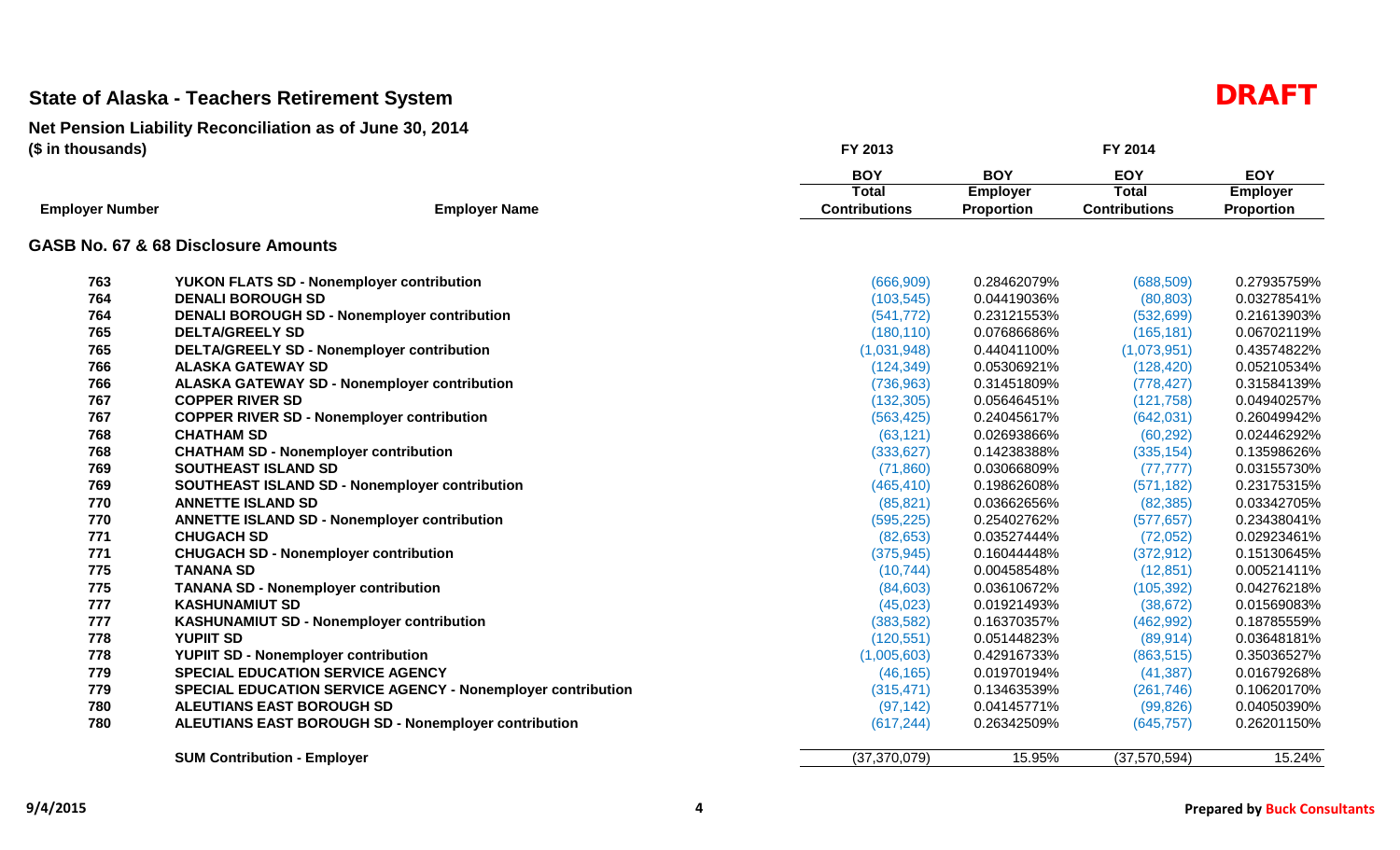# State of Alaska - Teachers Retirement System

**DRAFT**

## Net Pension Liability Reconciliation as of June 30, 2014

**($ in thousands)**

| Employer Number | Employer Name | FY 2013 BOY Total Contributions | FY 2014 BOY Employer Proportion | FY 2014 EOY Total Contributions | FY 2014 EOY Employer Proportion |
|---|---|---|---|---|---|
| **GASB No. 67 & 68 Disclosure Amounts** | | | | | |
| 763 | **YUKON FLATS SD - Nonemployer contribution** | (666,909) | 0.28462079% | (688,509) | 0.27935759% |
| 764 | **DENALI BOROUGH SD** | (103,545) | 0.04419036% | (80,803) | 0.03278541% |
| 764 | **DENALI BOROUGH SD - Nonemployer contribution** | (541,772) | 0.23121553% | (532,699) | 0.21613903% |
| 765 | **DELTA/GREELY SD** | (180,110) | 0.07686686% | (165,181) | 0.06702119% |
| 765 | **DELTA/GREELY SD - Nonemployer contribution** | (1,031,948) | 0.44041100% | (1,073,951) | 0.43574822% |
| 766 | **ALASKA GATEWAY SD** | (124,349) | 0.05306921% | (128,420) | 0.05210534% |
| 766 | **ALASKA GATEWAY SD - Nonemployer contribution** | (736,963) | 0.31451809% | (778,427) | 0.31584139% |
| 767 | **COPPER RIVER SD** | (132,305) | 0.05646451% | (121,758) | 0.04940257% |
| 767 | **COPPER RIVER SD - Nonemployer contribution** | (563,425) | 0.24045617% | (642,031) | 0.26049942% |
| 768 | **CHATHAM SD** | (63,121) | 0.02693866% | (60,292) | 0.02446292% |
| 768 | **CHATHAM SD - Nonemployer contribution** | (333,627) | 0.14238388% | (335,154) | 0.13598626% |
| 769 | **SOUTHEAST ISLAND SD** | (71,860) | 0.03066809% | (77,777) | 0.03155730% |
| 769 | **SOUTHEAST ISLAND SD - Nonemployer contribution** | (465,410) | 0.19862608% | (571,182) | 0.23175315% |
| 770 | **ANNETTE ISLAND SD** | (85,821) | 0.03662656% | (82,385) | 0.03342705% |
| 770 | **ANNETTE ISLAND SD - Nonemployer contribution** | (595,225) | 0.25402762% | (577,657) | 0.23438041% |
| 771 | **CHUGACH SD** | (82,653) | 0.03527444% | (72,052) | 0.02923461% |
| 771 | **CHUGACH SD - Nonemployer contribution** | (375,945) | 0.16044448% | (372,912) | 0.15130645% |
| 775 | **TANANA SD** | (10,744) | 0.00458548% | (12,851) | 0.00521411% |
| 775 | **TANANA SD - Nonemployer contribution** | (84,603) | 0.03610672% | (105,392) | 0.04276218% |
| 777 | **KASHUNAMIUT SD** | (45,023) | 0.01921493% | (38,672) | 0.01569083% |
| 777 | **KASHUNAMIUT SD - Nonemployer contribution** | (383,582) | 0.16370357% | (462,992) | 0.18785559% |
| 778 | **YUPIIT SD** | (120,551) | 0.05144823% | (89,914) | 0.03648181% |
| 778 | **YUPIIT SD - Nonemployer contribution** | (1,005,603) | 0.42916733% | (863,515) | 0.35036527% |
| 779 | **SPECIAL EDUCATION SERVICE AGENCY** | (46,165) | 0.01970194% | (41,387) | 0.01679268% |
| 779 | **SPECIAL EDUCATION SERVICE AGENCY - Nonemployer contribution** | (315,471) | 0.13463539% | (261,746) | 0.10620170% |
| 780 | **ALEUTIANS EAST BOROUGH SD** | (97,142) | 0.04145771% | (99,826) | 0.04050390% |
| 780 | **ALEUTIANS EAST BOROUGH SD - Nonemployer contribution** | (617,244) | 0.26342509% | (645,757) | 0.26201150% |
| | **SUM Contribution - Employer** | (37,370,079) | 15.95% | (37,570,594) | 15.24% |

9/4/2015

**Prepared by Buck Consultants**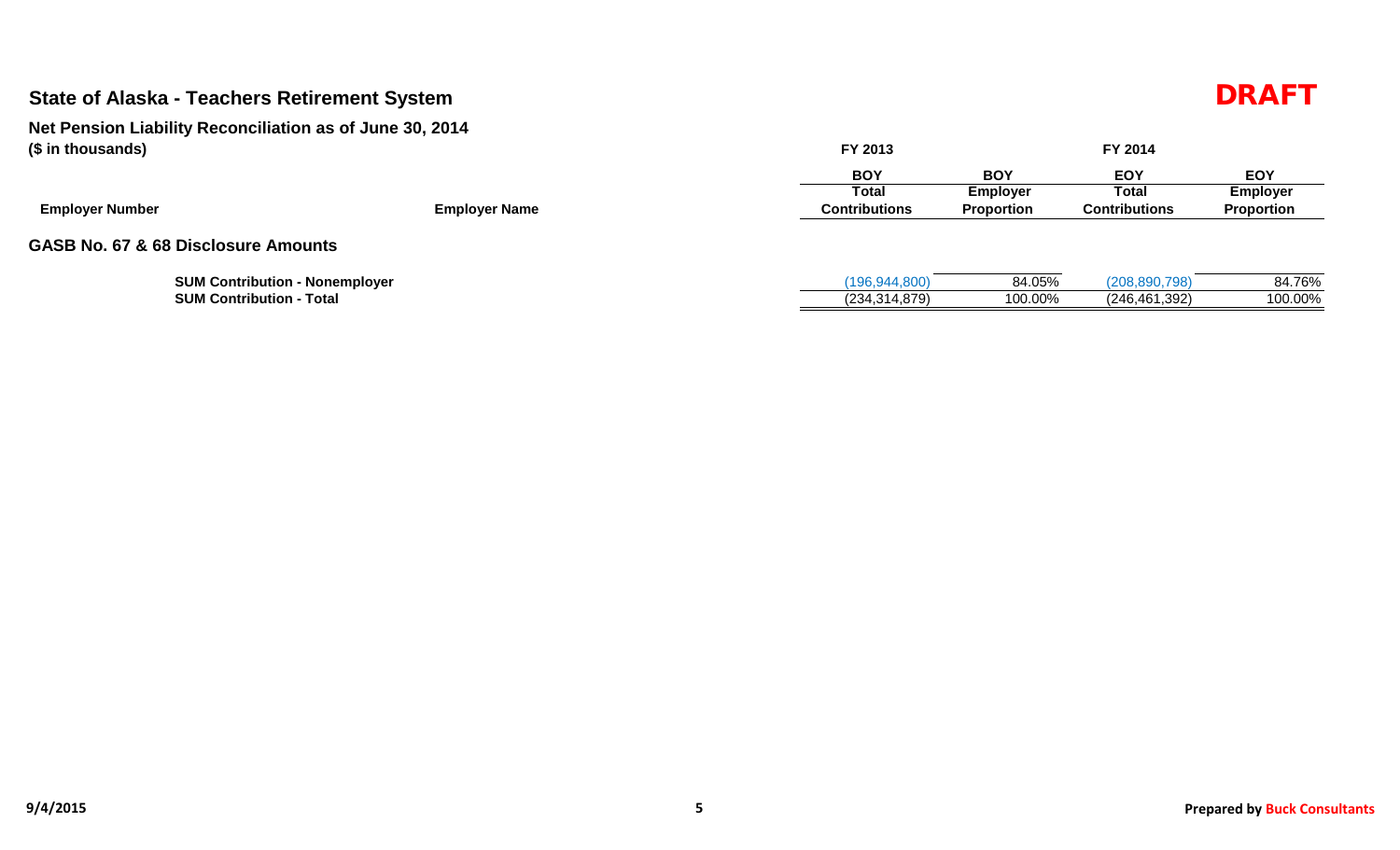## State of Alaska - Teachers Retirement System

**DRAFT**

### Net Pension Liability Reconciliation as of June 30, 2014

**($ in thousands)**

| Employer Number | Employer Name | FY 2013 BOY Total Contributions | BOY Employer Proportion | FY 2014 EOY Total Contributions | EOY Employer Proportion |
|---|---|---|---|---|---|
| **GASB No. 67 & 68 Disclosure Amounts** | | | | | |
| **SUM Contribution - Nonemployer** | | (196,944,800) | 84.05% | (208,890,798) | 84.76% |
| **SUM Contribution - Total** | | (234,314,879) | 100.00% | (246,461,392) | 100.00% |

9/4/2015

Prepared by Buck Consultants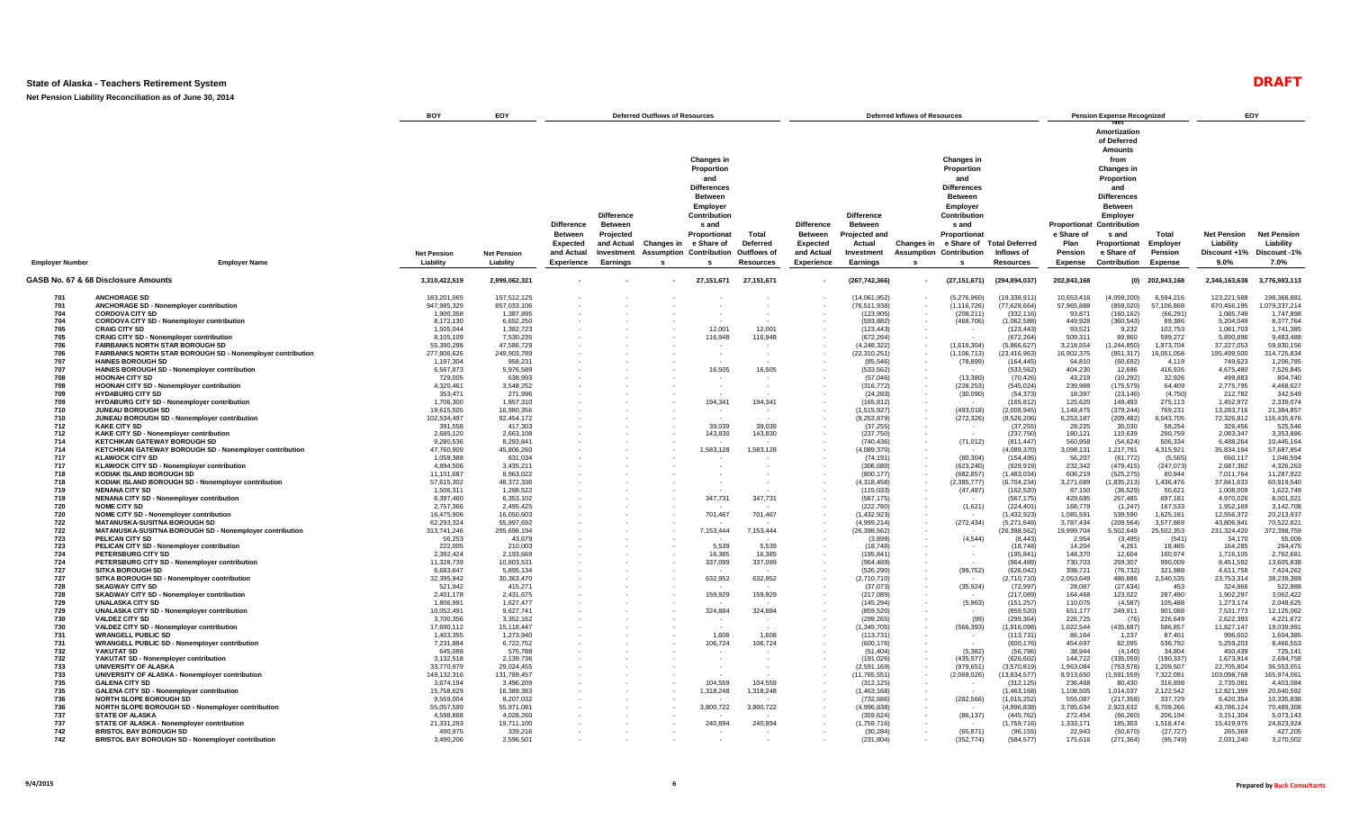# State of Alaska - Teachers Retirement System

**Net Pension Liability Reconciliation as of June 30, 2014**

**DRAFT**

| Employer Number | Employer Name | BOY Net Pension Liability | EOY Net Pension Liability | Deferred Outflows of Resources: Difference Between Expected and Actual Experience | Deferred Outflows of Resources: Difference Between Projected and Actual Investment Earnings | Deferred Outflows of Resources: Changes in Assumptions | Deferred Outflows of Resources: Changes in Proportion and Differences Between Employer Contributions and Proportionate Share of Contributions | Deferred Outflows of Resources: Total Deferred Outflows of Resources | Deferred Inflows of Resources: Difference Between Expected and Actual Experience | Deferred Inflows of Resources: Difference Between Projected and Actual Investment Earnings | Deferred Inflows of Resources: Changes in Assumptions | Deferred Inflows of Resources: Changes in Proportion and Differences Between Employer Contributions and Proportionate Share of Contributions | Deferred Inflows of Resources: Total Deferred Inflows of Resources | Pension Expense Recognized: Proportionate Share of Plan Pension Expense | Pension Expense Recognized: Net Amortization of Deferred Amounts from Changes in Proportion and Differences Between Employer Contributions and Proportionate Share of Contributions | Pension Expense Recognized: Total Employer Pension Expense | EOY: Net Pension Liability Discount +1% 9.0% | EOY: Net Pension Liability Discount -1% 7.0% |
|---|---|---|---|---|---|---|---|---|---|---|---|---|---|---|---|---|---|---|
| | GASB No. 67 & 68 Disclosure Amounts | 3,310,422,519 | 2,999,062,321 | - | - | - | 27,151,671 | 27,151,671 | - | (267,742,366) | - | (27,151,671) | (294,894,037) | 202,843,168 | (0) | 202,843,168 | 2,346,163,638 | 3,776,983,113 |
| 701 | ANCHORAGE SD | 183,201,065 | 157,512,125 | - | - | - | - | - | - | (14,061,952) | - | (5,276,960) | (19,338,911) | 10,653,416 | (4,059,200) | 6,594,216 | 123,221,588 | 198,368,881 |
| 701 | ANCHORAGE SD - Nonemployer contribution | 947,985,329 | 857,033,106 | - | - | - | - | - | - | (76,511,938) | - | (1,116,726) | (77,628,664) | 57,965,888 | (859,020) | 57,106,868 | 670,456,195 | 1,079,337,214 |
| 704 | CORDOVA CITY SD | 1,900,358 | 1,387,895 | - | - | - | - | - | - | (123,905) | - | (208,211) | (332,116) | 93,871 | (160,162) | (66,291) | 1,085,749 | 1,747,898 |
| 704 | CORDOVA CITY SD - Nonemployer contribution | 8,172,130 | 6,652,250 | - | - | - | - | - | - | (593,882) | - | (468,706) | (1,062,588) | 449,928 | (360,543) | 89,386 | 5,204,049 | 8,377,764 |
| 705 | CRAIG CITY SD | 1,505,044 | 1,382,723 | - | - | - | 12,001 | 12,001 | - | (123,443) | - | - | (123,443) | 93,521 | 9,232 | 102,753 | 1,081,703 | 1,741,385 |
| 705 | CRAIG CITY SD - Nonemployer contribution | 8,105,109 | 7,530,235 | - | - | - | 116,948 | 116,948 | - | (672,264) | - | - | (672,264) | 509,311 | 89,960 | 599,272 | 5,890,896 | 9,483,488 |
| 706 | FAIRBANKS NORTH STAR BOROUGH SD | 55,390,298 | 47,586,729 | - | - | - | - | - | - | (4,248,322) | - | (1,618,304) | (5,866,627) | 3,218,554 | (1,244,850) | 1,973,704 | 37,227,053 | 59,930,156 |
| 706 | FAIRBANKS NORTH STAR BOROUGH SD - Nonemployer contribution | 277,806,626 | 249,903,789 | - | - | - | - | - | - | (22,310,251) | - | (1,106,713) | (23,416,963) | 16,902,375 | (851,317) | 16,051,058 | 195,499,500 | 314,725,834 |
| 707 | HAINES BOROUGH SD | 1,197,304 | 958,231 | - | - | - | - | - | - | (85,546) | - | (78,899) | (164,445) | 64,810 | (60,692) | 4,119 | 749,623 | 1,206,785 |
| 707 | HAINES BOROUGH SD - Nonemployer contribution | 6,567,873 | 5,976,589 | - | - | - | 16,505 | 16,505 | - | (533,562) | - | - | (533,562) | 404,230 | 12,696 | 416,926 | 4,675,480 | 7,526,845 |
| 708 | HOONAH CITY SD | 729,005 | 638,993 | - | - | - | - | - | - | (57,046) | - | (13,380) | (70,426) | 43,219 | (10,292) | 32,926 | 499,883 | 804,740 |
| 708 | HOONAH CITY SD - Nonemployer contribution | 4,320,461 | 3,548,252 | - | - | - | - | - | - | (316,772) | - | (228,253) | (545,024) | 239,988 | (175,579) | 64,409 | 2,775,795 | 4,468,627 |
| 709 | HYDABURG CITY SD | 353,471 | 271,996 | - | - | - | - | - | - | (24,283) | - | (30,090) | (54,373) | 18,397 | (23,146) | (4,750) | 212,782 | 342,549 |
| 709 | HYDABURG CITY SD - Nonemployer contribution | 1,706,300 | 1,857,310 | - | - | - | 194,341 | 194,341 | - | (165,812) | - | - | (165,812) | 125,620 | 149,493 | 275,113 | 1,452,972 | 2,339,074 |
| 710 | JUNEAU BOROUGH SD | 19,615,505 | 16,980,356 | - | - | - | - | - | - | (1,515,927) | - | (493,018) | (2,008,945) | 1,148,475 | (379,244) | 769,231 | 13,283,716 | 21,384,857 |
| 710 | JUNEAU BOROUGH SD - Nonemployer contribution | 102,534,497 | 92,454,172 | - | - | - | - | - | - | (8,253,879) | - | (272,326) | (8,526,206) | 6,253,187 | (209,482) | 6,043,705 | 72,326,812 | 116,435,676 |
| 712 | KAKE CITY SD | 391,558 | 417,303 | - | - | - | 39,039 | 39,039 | - | (37,255) | - | - | (37,255) | 28,225 | 30,030 | 58,254 | 326,456 | 525,546 |
| 712 | KAKE CITY SD - Nonemployer contribution | 2,685,120 | 2,663,108 | - | - | - | 143,830 | 143,830 | - | (237,750) | - | - | (237,750) | 180,121 | 110,639 | 290,759 | 2,083,347 | 3,353,886 |
| 714 | KETCHIKAN GATEWAY BOROUGH SD | 9,280,536 | 8,293,841 | - | - | - | - | - | - | (740,436) | - | (71,012) | (811,447) | 560,958 | (54,624) | 506,334 | 6,488,264 | 10,445,164 |
| 714 | KETCHIKAN GATEWAY BOROUGH SD - Nonemployer contribution | 47,760,909 | 45,806,260 | - | - | - | 1,583,128 | 1,583,128 | - | (4,089,370) | - | - | (4,089,370) | 3,098,131 | 1,217,791 | 4,315,921 | 35,834,194 | 57,687,854 |
| 717 | KLAWOCK CITY SD | 1,059,388 | 831,034 | - | - | - | - | - | - | (74,191) | - | (80,304) | (154,495) | 56,207 | (61,772) | (5,565) | 650,117 | 1,046,594 |
| 717 | KLAWOCK CITY SD - Nonemployer contribution | 4,894,506 | 3,435,211 | - | - | - | - | - | - | (306,680) | - | (623,240) | (929,919) | 232,342 | (479,415) | (247,073) | 2,687,362 | 4,326,263 |
| 718 | KODIAK ISLAND BOROUGH SD | 11,101,687 | 8,963,022 | - | - | - | - | - | - | (800,177) | - | (682,857) | (1,483,034) | 606,219 | (525,275) | 80,944 | 7,011,764 | 11,287,922 |
| 718 | KODIAK ISLAND BOROUGH SD - Nonemployer contribution | 57,615,302 | 48,372,336 | - | - | - | - | - | - | (4,318,458) | - | (2,385,777) | (6,704,234) | 3,271,689 | (1,835,213) | 1,436,476 | 37,841,633 | 60,919,540 |
| 719 | NENANA CITY SD | 1,506,311 | 1,288,522 | - | - | - | - | - | - | (115,033) | - | (47,487) | (162,520) | 87,150 | (36,529) | 50,621 | 1,008,009 | 1,622,749 |
| 719 | NENANA CITY SD - Nonemployer contribution | 6,397,460 | 6,353,102 | - | - | - | 347,731 | 347,731 | - | (567,175) | - | - | (567,175) | 429,695 | 267,485 | 697,181 | 4,970,026 | 8,001,021 |
| 720 | NOME CITY SD | 2,757,366 | 2,495,425 | - | - | - | - | - | - | (222,780) | - | (1,621) | (224,401) | 168,779 | (1,247) | 167,533 | 1,952,169 | 3,142,708 |
| 720 | NOME CITY SD - Nonemployer contribution | 16,475,906 | 16,050,603 | - | - | - | 701,467 | 701,467 | - | (1,432,923) | - | - | (1,432,923) | 1,085,591 | 539,590 | 1,625,181 | 12,556,372 | 20,213,937 |
| 722 | MATANUSKA-SUSITNA BOROUGH SD | 62,293,324 | 55,997,692 | - | - | - | - | - | - | (4,999,214) | - | (272,434) | (5,271,648) | 3,787,434 | (209,564) | 3,577,869 | 43,806,941 | 70,522,821 |
| 722 | MATANUSKA-SUSITNA BOROUGH SD - Nonemployer contribution | 313,741,246 | 295,698,194 | - | - | - | 7,153,444 | 7,153,444 | - | (26,398,562) | - | - | (26,398,562) | 19,999,704 | 5,502,649 | 25,502,353 | 231,324,420 | 372,398,759 |
| 723 | PELICAN CITY SD | 56,253 | 43,679 | - | - | - | - | - | - | (3,899) | - | (4,544) | (8,443) | 2,954 | (3,495) | (541) | 34,170 | 55,009 |
| 723 | PELICAN CITY SD - Nonemployer contribution | 222,005 | 210,003 | - | - | - | 5,539 | 5,539 | - | (18,748) | - | - | (18,748) | 14,204 | 4,261 | 18,465 | 164,285 | 264,475 |
| 724 | PETERSBURG CITY SD | 2,392,424 | 2,193,669 | - | - | - | 16,385 | 16,385 | - | (195,841) | - | - | (195,841) | 148,370 | 12,604 | 160,974 | 1,716,105 | 2,762,681 |
| 724 | PETERSBURG CITY SD - Nonemployer contribution | 11,328,739 | 10,803,531 | - | - | - | 337,099 | 337,099 | - | (964,489) | - | - | (964,489) | 730,703 | 259,307 | 990,009 | 8,451,592 | 13,605,838 |
| 727 | SITKA BOROUGH SD | 6,683,647 | 5,895,134 | - | - | - | - | - | - | (526,290) | - | (99,752) | (626,042) | 398,721 | (76,732) | 321,988 | 4,611,758 | 7,424,262 |
| 727 | SITKA BOROUGH SD - Nonemployer contribution | 32,395,942 | 30,363,470 | - | - | - | 632,952 | 632,952 | - | (2,710,710) | - | - | (2,710,710) | 2,053,649 | 486,886 | 2,540,535 | 23,753,314 | 38,239,389 |
| 728 | SKAGWAY CITY SD | 521,942 | 415,271 | - | - | - | - | - | - | (37,073) | - | (35,924) | (72,997) | 28,087 | (27,634) | 453 | 324,866 | 522,988 |
| 728 | SKAGWAY CITY SD - Nonemployer contribution | 2,401,178 | 2,431,675 | - | - | - | 159,929 | 159,929 | - | (217,089) | - | - | (217,089) | 164,468 | 123,022 | 287,490 | 1,902,297 | 3,062,422 |
| 729 | UNALASKA CITY SD | 1,806,991 | 1,627,477 | - | - | - | - | - | - | (145,294) | - | (5,963) | (151,257) | 110,075 | (4,587) | 105,488 | 1,273,174 | 2,049,625 |
| 729 | UNALASKA CITY SD - Nonemployer contribution | 10,052,491 | 9,627,741 | - | - | - | 324,884 | 324,884 | - | (859,520) | - | - | (859,520) | 651,177 | 249,911 | 901,088 | 7,531,773 | 12,125,062 |
| 730 | VALDEZ CITY SD | 3,700,356 | 3,352,162 | - | - | - | - | - | - | (299,265) | - | (99) | (299,364) | 226,725 | (76) | 226,649 | 2,622,393 | 4,221,672 |
| 730 | VALDEZ CITY SD - Nonemployer contribution | 17,690,112 | 15,118,447 | - | - | - | - | - | - | (1,349,705) | - | (566,393) | (1,916,098) | 1,022,544 | (435,687) | 586,857 | 11,827,147 | 19,039,991 |
| 731 | WRANGELL PUBLIC SD | 1,403,355 | 1,273,940 | - | - | - | 1,608 | 1,608 | - | (113,731) | - | - | (113,731) | 86,164 | 1,237 | 87,401 | 996,602 | 1,604,385 |
| 731 | WRANGELL PUBLIC SD - Nonemployer contribution | 7,231,884 | 6,722,752 | - | - | - | 106,724 | 106,724 | - | (600,176) | - | - | (600,176) | 454,697 | 82,095 | 536,792 | 5,259,203 | 8,466,553 |
| 732 | YAKUTAT SD | 645,088 | 575,788 | - | - | - | - | - | - | (51,404) | - | (5,382) | (56,786) | 38,944 | (4,140) | 34,804 | 450,439 | 725,141 |
| 732 | YAKUTAT SD - Nonemployer contribution | 3,132,518 | 2,139,736 | - | - | - | - | - | - | (191,026) | - | (435,577) | (626,602) | 144,722 | (335,059) | (190,337) | 1,673,914 | 2,694,758 |
| 733 | UNIVERSITY OF ALASKA | 33,770,979 | 29,024,455 | - | - | - | - | - | - | (2,591,169) | - | (979,651) | (3,570,819) | 1,963,084 | (753,578) | 1,209,507 | 22,705,804 | 36,553,051 |
| 733 | UNIVERSITY OF ALASKA - Nonemployer contribution | 149,132,316 | 131,789,457 | - | - | - | - | - | - | (11,765,551) | - | (2,069,026) | (13,834,577) | 8,913,650 | (1,591,559) | 7,322,091 | 103,098,768 | 165,974,061 |
| 735 | GALENA CITY SD | 3,674,194 | 3,496,209 | - | - | - | 104,559 | 104,559 | - | (312,125) | - | - | (312,125) | 236,468 | 80,430 | 316,898 | 2,735,081 | 4,403,084 |
| 735 | GALENA CITY SD - Nonemployer contribution | 15,758,629 | 16,389,383 | - | - | - | 1,318,248 | 1,318,248 | - | (1,463,168) | - | - | (1,463,168) | 1,108,505 | 1,014,037 | 2,122,542 | 12,821,399 | 20,640,592 |
| 736 | NORTH SLOPE BOROUGH SD | 9,559,004 | 8,207,032 | - | - | - | - | - | - | (732,686) | - | (282,566) | (1,015,252) | 555,087 | (217,358) | 337,729 | 6,420,354 | 10,335,838 |
| 736 | NORTH SLOPE BOROUGH SD - Nonemployer contribution | 55,057,599 | 55,971,081 | - | - | - | 3,800,722 | 3,800,722 | - | (4,996,838) | - | - | (4,996,838) | 3,785,634 | 2,923,632 | 6,709,266 | 43,786,124 | 70,489,308 |
| 737 | STATE OF ALASKA | 4,598,868 | 4,028,260 | - | - | - | - | - | - | (359,624) | - | (86,137) | (445,762) | 272,454 | (66,260) | 206,194 | 3,151,304 | 5,073,143 |
| 737 | STATE OF ALASKA - Nonemployer contribution | 21,331,293 | 19,711,100 | - | - | - | 240,894 | 240,894 | - | (1,759,716) | - | - | (1,759,716) | 1,333,171 | 185,303 | 1,518,474 | 15,419,975 | 24,823,924 |
| 742 | BRISTOL BAY BOROUGH SD | 490,975 | 339,216 | - | - | - | - | - | - | (30,284) | - | (65,871) | (96,155) | 22,943 | (50,670) | (27,727) | 265,369 | 427,205 |
| 742 | BRISTOL BAY BOROUGH SD - Nonemployer contribution | 3,490,206 | 2,596,501 | - | - | - | - | - | - | (231,804) | - | (352,774) | (584,577) | 175,616 | (271,364) | (95,749) | 2,031,240 | 3,270,002 |

9/4/2015

Prepared by Buck Consultants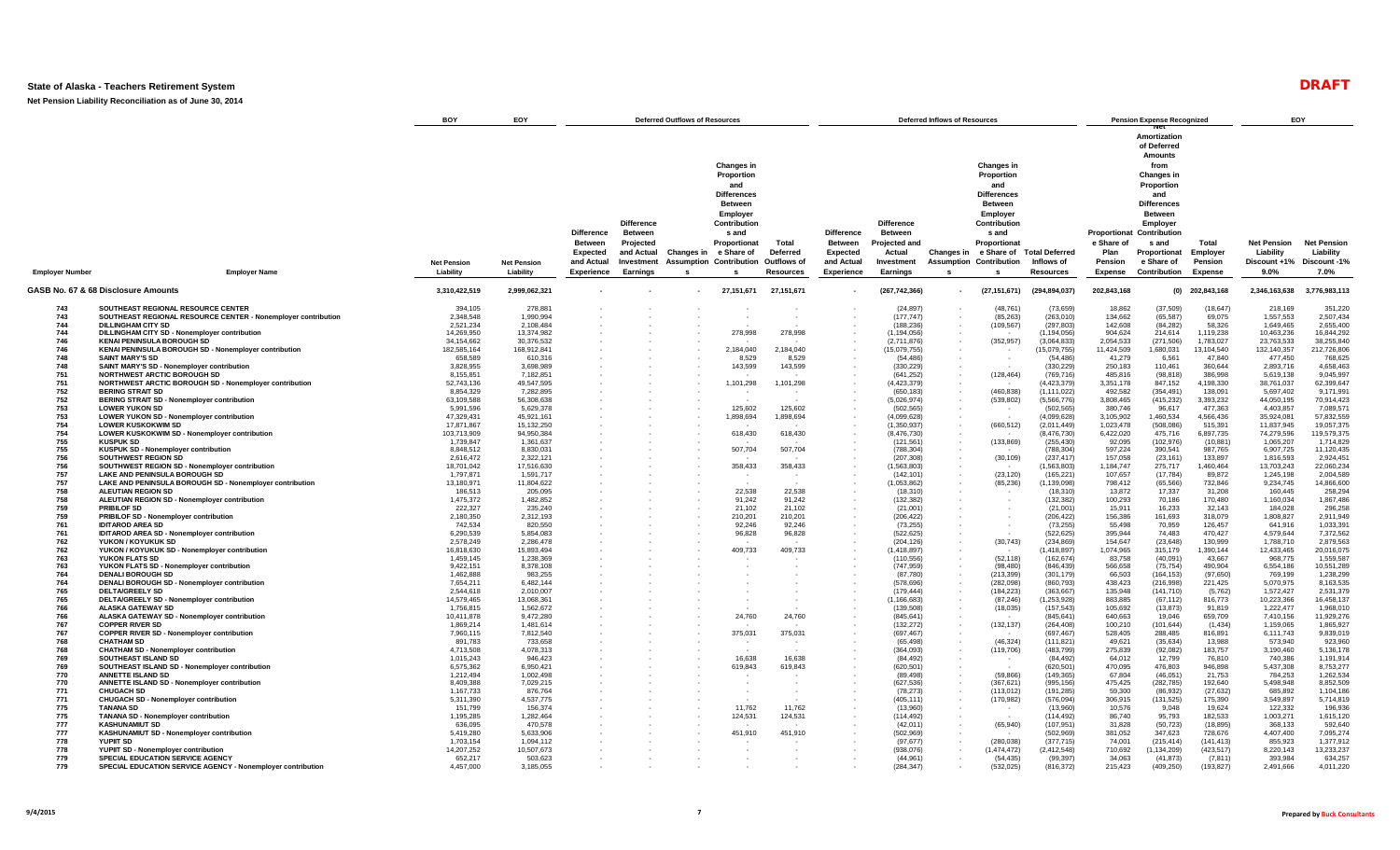# State of Alaska - Teachers Retirement System

**DRAFT**

**Net Pension Liability Reconciliation as of June 30, 2014**

| Employer Number | Employer Name | BOY Net Pension Liability | EOY Net Pension Liability | Deferred Outflows: Difference Between Expected and Actual Experience | Deferred Outflows: Difference Between Projected and Actual Investment Earnings | Deferred Outflows: Changes in Assumptions | Deferred Outflows: Changes in Proportion and Differences Between Employer Contributions and Proportionate Share of Contributions | Deferred Outflows: Total Deferred Outflows of Resources | Deferred Inflows: Difference Between Expected and Actual Experience | Deferred Inflows: Difference Between Projected and Actual Investment Earnings | Deferred Inflows: Changes in Assumptions | Deferred Inflows: Changes in Proportion and Differences Between Employer Contributions and Proportionate Share of Contributions | Deferred Inflows: Total Deferred Inflows of Resources | Pension Expense: Proportionate Share of Plan Pension Expense | Pension Expense: Net Amortization of Deferred Amounts from Changes in Proportion and Differences Between Employer Contributions and Proportionate Share of Contributions | Pension Expense: Total Employer Pension Expense | EOY Net Pension Liability Discount +1% 9.0% | EOY Net Pension Liability Discount -1% 7.0% |
|---|---|---|---|---|---|---|---|---|---|---|---|---|---|---|---|---|---|---|
| | GASB No. 67 & 68 Disclosure Amounts | 3,310,422,519 | 2,999,062,321 | - | - | - | 27,151,671 | 27,151,671 | - | (267,742,366) | - | (27,151,671) | (294,894,037) | 202,843,168 | (0) | 202,843,168 | 2,346,163,638 | 3,776,983,113 |
| 743 | SOUTHEAST REGIONAL RESOURCE CENTER | 394,105 | 278,881 | - | - | - | - | - | - | (24,897) | - | (48,761) | (73,659) | 18,862 | (37,509) | (18,647) | 218,169 | 351,220 |
| 743 | SOUTHEAST REGIONAL RESOURCE CENTER - Nonemployer contribution | 2,348,548 | 1,990,994 | - | - | - | - | - | - | (177,747) | - | (85,263) | (263,010) | 134,662 | (65,587) | 69,075 | 1,557,553 | 2,507,434 |
| 744 | DILLINGHAM CITY SD | 2,521,234 | 2,108,484 | - | - | - | - | - | - | (188,236) | - | (109,567) | (297,803) | 142,608 | (84,282) | 58,326 | 1,649,465 | 2,655,400 |
| 744 | DILLINGHAM CITY SD - Nonemployer contribution | 14,269,950 | 13,374,982 | - | - | - | 278,998 | 278,998 | - | (1,194,056) | - | - | (1,194,056) | 904,624 | 214,614 | 1,119,238 | 10,463,236 | 16,844,292 |
| 746 | KENAI PENINSULA BOROUGH SD | 34,154,662 | 30,376,532 | - | - | - | - | - | - | (2,711,876) | - | (352,957) | (3,064,833) | 2,054,533 | (271,506) | 1,783,027 | 23,763,533 | 38,255,840 |
| 746 | KENAI PENINSULA BOROUGH SD - Nonemployer contribution | 182,585,164 | 168,912,841 | - | - | - | 2,184,040 | 2,184,040 | - | (15,079,755) | - | - | (15,079,755) | 11,424,509 | 1,680,031 | 13,104,540 | 132,140,357 | 212,726,806 |
| 748 | SAINT MARY'S SD | 658,589 | 610,316 | - | - | - | 8,529 | 8,529 | - | (54,486) | - | - | (54,486) | 41,279 | 6,561 | 47,840 | 477,450 | 768,625 |
| 748 | SAINT MARY'S SD - Nonemployer contribution | 3,828,955 | 3,698,989 | - | - | - | 143,599 | 143,599 | - | (330,229) | - | - | (330,229) | 250,183 | 110,461 | 360,644 | 2,893,716 | 4,658,463 |
| 751 | NORTHWEST ARCTIC BOROUGH SD | 8,155,851 | 7,182,851 | - | - | - | - | - | - | (641,252) | - | (128,464) | (769,716) | 485,816 | (98,818) | 386,998 | 5,619,138 | 9,045,997 |
| 751 | NORTHWEST ARCTIC BOROUGH SD - Nonemployer contribution | 52,743,136 | 49,547,595 | - | - | - | 1,101,298 | 1,101,298 | - | (4,423,379) | - | - | (4,423,379) | 3,351,178 | 847,152 | 4,198,330 | 38,761,037 | 62,399,647 |
| 752 | BERING STRAIT SD | 8,854,329 | 7,282,895 | - | - | - | - | - | - | (650,183) | - | (460,838) | (1,111,022) | 492,582 | (354,491) | 138,091 | 5,697,402 | 9,171,991 |
| 752 | BERING STRAIT SD - Nonemployer contribution | 63,109,588 | 56,308,638 | - | - | - | - | - | - | (5,026,974) | - | (539,802) | (5,566,776) | 3,808,465 | (415,232) | 3,393,232 | 44,050,195 | 70,914,423 |
| 753 | LOWER YUKON SD | 5,991,596 | 5,629,378 | - | - | - | 125,602 | 125,602 | - | (502,565) | - | - | (502,565) | 380,746 | 96,617 | 477,363 | 4,403,857 | 7,089,571 |
| 753 | LOWER YUKON SD - Nonemployer contribution | 47,329,431 | 45,921,161 | - | - | - | 1,898,694 | 1,898,694 | - | (4,099,628) | - | - | (4,099,628) | 3,105,902 | 1,460,534 | 4,566,436 | 35,924,081 | 57,832,559 |
| 754 | LOWER KUSKOKWIM SD | 17,871,867 | 15,132,250 | - | - | - | - | - | - | (1,350,937) | - | (660,512) | (2,011,449) | 1,023,478 | (508,086) | 515,391 | 11,837,945 | 19,057,375 |
| 754 | LOWER KUSKOKWIM SD - Nonemployer contribution | 103,713,909 | 94,950,384 | - | - | - | 618,430 | 618,430 | - | (8,476,730) | - | - | (8,476,730) | 6,422,020 | 475,716 | 6,897,735 | 74,279,596 | 119,579,375 |
| 755 | KUSPUK SD | 1,739,847 | 1,361,637 | - | - | - | - | - | - | (121,561) | - | (133,869) | (255,430) | 92,095 | (102,976) | (10,881) | 1,065,207 | 1,714,829 |
| 755 | KUSPUK SD - Nonemployer contribution | 8,848,512 | 8,830,031 | - | - | - | 507,704 | 507,704 | - | (788,304) | - | - | (788,304) | 597,224 | 390,541 | 987,765 | 6,907,725 | 11,120,435 |
| 756 | SOUTHWEST REGION SD | 2,616,472 | 2,322,121 | - | - | - | - | - | - | (207,308) | - | (30,109) | (237,417) | 157,058 | (23,161) | 133,897 | 1,816,593 | 2,924,451 |
| 756 | SOUTHWEST REGION SD - Nonemployer contribution | 18,701,042 | 17,516,630 | - | - | - | 358,433 | 358,433 | - | (1,563,803) | - | - | (1,563,803) | 1,184,747 | 275,717 | 1,460,464 | 13,703,243 | 22,060,234 |
| 757 | LAKE AND PENINSULA BOROUGH SD | 1,797,871 | 1,591,717 | - | - | - | - | - | - | (142,101) | - | (23,120) | (165,221) | 107,657 | (17,784) | 89,872 | 1,245,198 | 2,004,589 |
| 757 | LAKE AND PENINSULA BOROUGH SD - Nonemployer contribution | 13,180,971 | 11,804,622 | - | - | - | - | - | - | (1,053,862) | - | (85,236) | (1,139,098) | 798,412 | (65,566) | 732,846 | 9,234,745 | 14,866,600 |
| 758 | ALEUTIAN REGION SD | 186,513 | 205,095 | - | - | - | 22,538 | 22,538 | - | (18,310) | - | - | (18,310) | 13,872 | 17,337 | 31,208 | 160,445 | 258,294 |
| 758 | ALEUTIAN REGION SD - Nonemployer contribution | 1,475,372 | 1,482,852 | - | - | - | 91,242 | 91,242 | - | (132,382) | - | - | (132,382) | 100,293 | 70,186 | 170,480 | 1,160,034 | 1,867,486 |
| 759 | PRIBILOF SD | 222,327 | 235,240 | - | - | - | 21,102 | 21,102 | - | (21,001) | - | - | (21,001) | 15,911 | 16,233 | 32,143 | 184,028 | 296,258 |
| 759 | PRIBILOF SD - Nonemployer contribution | 2,180,350 | 2,312,193 | - | - | - | 210,201 | 210,201 | - | (206,422) | - | - | (206,422) | 156,386 | 161,693 | 318,079 | 1,808,827 | 2,911,949 |
| 761 | IDITAROD AREA SD | 742,534 | 820,550 | - | - | - | 92,246 | 92,246 | - | (73,255) | - | - | (73,255) | 55,498 | 70,959 | 126,457 | 641,916 | 1,033,391 |
| 761 | IDITAROD AREA SD - Nonemployer contribution | 6,290,539 | 5,854,083 | - | - | - | 96,828 | 96,828 | - | (522,625) | - | - | (522,625) | 395,944 | 74,483 | 470,427 | 4,579,644 | 7,372,562 |
| 762 | YUKON / KOYUKUK SD | 2,578,249 | 2,286,478 | - | - | - | - | - | - | (204,126) | - | (30,743) | (234,869) | 154,647 | (23,648) | 130,999 | 1,788,710 | 2,879,563 |
| 762 | YUKON / KOYUKUK SD - Nonemployer contribution | 16,818,630 | 15,893,494 | - | - | - | 409,733 | 409,733 | - | (1,418,897) | - | - | (1,418,897) | 1,074,965 | 315,179 | 1,390,144 | 12,433,465 | 20,016,075 |
| 763 | YUKON FLATS SD | 1,459,145 | 1,238,369 | - | - | - | - | - | - | (110,556) | - | (52,118) | (162,674) | 83,758 | (40,091) | 43,667 | 968,775 | 1,559,587 |
| 763 | YUKON FLATS SD - Nonemployer contribution | 9,422,151 | 8,378,108 | - | - | - | - | - | - | (747,959) | - | (98,480) | (846,439) | 566,658 | (75,754) | 490,904 | 6,554,186 | 10,551,289 |
| 764 | DENALI BOROUGH SD | 1,462,888 | 983,255 | - | - | - | - | - | - | (87,780) | - | (213,399) | (301,179) | 66,503 | (164,153) | (97,650) | 769,199 | 1,238,299 |
| 764 | DENALI BOROUGH SD - Nonemployer contribution | 7,654,211 | 6,482,144 | - | - | - | - | - | - | (578,696) | - | (282,098) | (860,793) | 438,423 | (216,998) | 221,425 | 5,070,975 | 8,163,535 |
| 765 | DELTA/GREELY SD | 2,544,618 | 2,010,007 | - | - | - | - | - | - | (179,444) | - | (184,223) | (363,667) | 135,948 | (141,710) | (5,762) | 1,572,427 | 2,531,379 |
| 765 | DELTA/GREELY SD - Nonemployer contribution | 14,579,465 | 13,068,361 | - | - | - | - | - | - | (1,166,683) | - | (87,246) | (1,253,928) | 883,885 | (67,112) | 816,773 | 10,223,366 | 16,458,137 |
| 766 | ALASKA GATEWAY SD | 1,756,815 | 1,562,672 | - | - | - | - | - | - | (139,508) | - | (18,035) | (157,543) | 105,692 | (13,873) | 91,819 | 1,222,477 | 1,968,010 |
| 766 | ALASKA GATEWAY SD - Nonemployer contribution | 10,411,878 | 9,472,280 | - | - | - | 24,760 | 24,760 | - | (845,641) | - | - | (845,641) | 640,663 | 19,046 | 659,709 | 7,410,156 | 11,929,276 |
| 767 | COPPER RIVER SD | 1,869,214 | 1,481,614 | - | - | - | - | - | - | (132,272) | - | (132,137) | (264,408) | 100,210 | (101,644) | (1,434) | 1,159,065 | 1,865,927 |
| 767 | COPPER RIVER SD - Nonemployer contribution | 7,960,115 | 7,812,540 | - | - | - | 375,031 | 375,031 | - | (697,467) | - | - | (697,467) | 528,405 | 288,485 | 816,891 | 6,111,743 | 9,839,019 |
| 768 | CHATHAM SD | 891,783 | 733,658 | - | - | - | - | - | - | (65,498) | - | (46,324) | (111,821) | 49,621 | (35,634) | 13,988 | 573,940 | 923,960 |
| 768 | CHATHAM SD - Nonemployer contribution | 4,713,508 | 4,078,313 | - | - | - | - | - | - | (364,093) | - | (119,706) | (483,799) | 275,839 | (92,082) | 183,757 | 3,190,460 | 5,136,178 |
| 769 | SOUTHEAST ISLAND SD | 1,015,243 | 946,423 | - | - | - | 16,638 | 16,638 | - | (84,492) | - | - | (84,492) | 64,012 | 12,799 | 76,810 | 740,386 | 1,191,914 |
| 769 | SOUTHEAST ISLAND SD - Nonemployer contribution | 6,575,362 | 6,950,421 | - | - | - | 619,843 | 619,843 | - | (620,501) | - | - | (620,501) | 470,095 | 476,803 | 946,898 | 5,437,308 | 8,753,277 |
| 770 | ANNETTE ISLAND SD | 1,212,494 | 1,002,498 | - | - | - | - | - | - | (89,498) | - | (59,866) | (149,365) | 67,804 | (46,051) | 21,753 | 784,253 | 1,262,534 |
| 770 | ANNETTE ISLAND SD - Nonemployer contribution | 8,409,388 | 7,029,215 | - | - | - | - | - | - | (627,536) | - | (367,621) | (995,156) | 475,425 | (282,785) | 192,640 | 5,498,948 | 8,852,509 |
| 771 | CHUGACH SD | 1,167,733 | 876,764 | - | - | - | - | - | - | (78,273) | - | (113,012) | (191,285) | 59,300 | (86,932) | (27,632) | 685,892 | 1,104,186 |
| 771 | CHUGACH SD - Nonemployer contribution | 5,311,390 | 4,537,775 | - | - | - | - | - | - | (405,111) | - | (170,982) | (576,094) | 306,915 | (131,525) | 175,390 | 3,549,897 | 5,714,819 |
| 775 | TANANA SD | 151,799 | 156,374 | - | - | - | 11,762 | 11,762 | - | (13,960) | - | - | (13,960) | 10,576 | 9,048 | 19,624 | 122,332 | 196,936 |
| 775 | TANANA SD - Nonemployer contribution | 1,195,285 | 1,282,464 | - | - | - | 124,531 | 124,531 | - | (114,492) | - | - | (114,492) | 86,740 | 95,793 | 182,533 | 1,003,271 | 1,615,120 |
| 777 | KASHUNAMIUT SD | 636,095 | 470,578 | - | - | - | - | - | - | (42,011) | - | (65,940) | (107,951) | 31,828 | (50,723) | (18,895) | 368,133 | 592,640 |
| 777 | KASHUNAMIUT SD - Nonemployer contribution | 5,419,280 | 5,633,906 | - | - | - | 451,910 | 451,910 | - | (502,969) | - | - | (502,969) | 381,052 | 347,623 | 728,676 | 4,407,400 | 7,095,274 |
| 778 | YUPIIT SD | 1,703,154 | 1,094,112 | - | - | - | - | - | - | (97,677) | - | (280,038) | (377,715) | 74,001 | (215,414) | (141,413) | 855,923 | 1,377,912 |
| 778 | YUPIIT SD - Nonemployer contribution | 14,207,252 | 10,507,673 | - | - | - | - | - | - | (938,076) | - | (1,474,472) | (2,412,548) | 710,692 | (1,134,209) | (423,517) | 8,220,143 | 13,233,237 |
| 779 | SPECIAL EDUCATION SERVICE AGENCY | 652,217 | 503,623 | - | - | - | - | - | - | (44,961) | - | (54,435) | (99,397) | 34,063 | (41,873) | (7,811) | 393,984 | 634,257 |
| 779 | SPECIAL EDUCATION SERVICE AGENCY - Nonemployer contribution | 4,457,000 | 3,185,055 | - | - | - | - | - | - | (284,347) | - | (532,025) | (816,372) | 215,423 | (409,250) | (193,827) | 2,491,666 | 4,011,220 |

9/4/2015

Prepared by Buck Consultants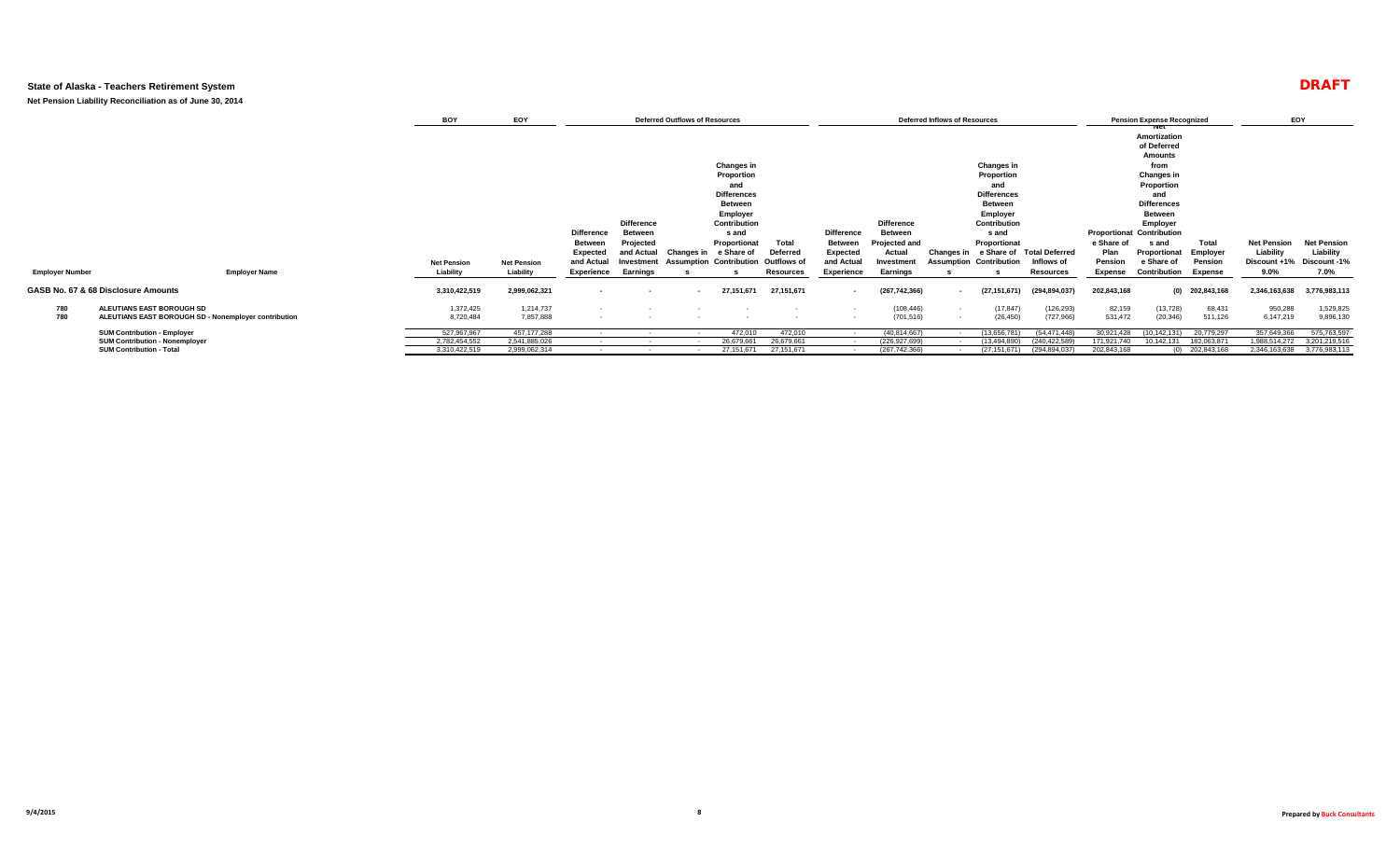# State of Alaska - Teachers Retirement System

**Net Pension Liability Reconciliation as of June 30, 2014**

**DRAFT**

| | | BOY | EOY | Deferred Outflows of Resources | | | | | Deferred Inflows of Resources | | | | | Pension Expense Recognized | | | EOY | |
|---|---|---|---|---|---|---|---|---|---|---|---|---|---|---|---|---|---|---|
| Employer Number | Employer Name | Net Pension Liability | Net Pension Liability | Difference Between Expected and Actual Experience | Difference Between Projected and Actual Investment Earnings | Changes in Assumptions | Changes in Proportion and Differences Between Employer Contributions and Proportionate Share of Contributions | Total Deferred Outflows of Resources | Difference Between Expected and Actual Experience | Difference Between Projected and Actual Investment Earnings | Changes in Assumptions | Changes in Proportion and Differences Between Employer Contributions and Proportionate Share of Contributions | Total Deferred Inflows of Resources | Proportionate Share of Plan Pension Expense | Net Amortization of Deferred Amounts from Changes in Proportion and Differences Between Employer Contributions and Proportionate Share of Contribution | Total Employer Pension Expense | Net Pension Liability Discount +1% 9.0% | Net Pension Liability Discount -1% 7.0% |
| **GASB No. 67 & 68 Disclosure Amounts** | | **3,310,422,519** | **2,999,062,321** | **-** | **-** | **-** | **27,151,671** | **27,151,671** | **-** | **(267,742,366)** | **-** | **(27,151,671)** | **(294,894,037)** | **202,843,168** | **(0)** | **202,843,168** | **2,346,163,638** | **3,776,983,113** |
| 780 | ALEUTIANS EAST BOROUGH SD | 1,372,425 | 1,214,737 | - | - | - | - | - | - | (108,446) | - | (17,847) | (126,293) | 82,159 | (13,728) | 68,431 | 950,288 | 1,529,825 |
| 780 | ALEUTIANS EAST BOROUGH SD - Nonemployer contribution | 8,720,484 | 7,857,888 | - | - | - | - | - | - | (701,516) | - | (26,450) | (727,966) | 531,472 | (20,346) | 511,126 | 6,147,219 | 9,896,130 |
| | SUM Contribution - Employer | 527,967,967 | 457,177,288 | - | - | - | 472,010 | 472,010 | - | (40,814,667) | - | (13,656,781) | (54,471,448) | 30,921,428 | (10,142,131) | 20,779,297 | 357,649,366 | 575,763,597 |
| | SUM Contribution - Nonemployer | 2,782,454,552 | 2,541,885,026 | - | - | - | 26,679,661 | 26,679,661 | - | (226,927,699) | - | (13,494,890) | (240,422,589) | 171,921,740 | 10,142,131 | 182,063,871 | 1,988,514,272 | 3,201,219,516 |
| | SUM Contribution - Total | 3,310,422,519 | 2,999,062,314 | - | - | - | 27,151,671 | 27,151,671 | - | (267,742,366) | - | (27,151,671) | (294,894,037) | 202,843,168 | (0) | 202,843,168 | 2,346,163,638 | 3,776,983,113 |

9/4/2015

Prepared by Buck Consultants